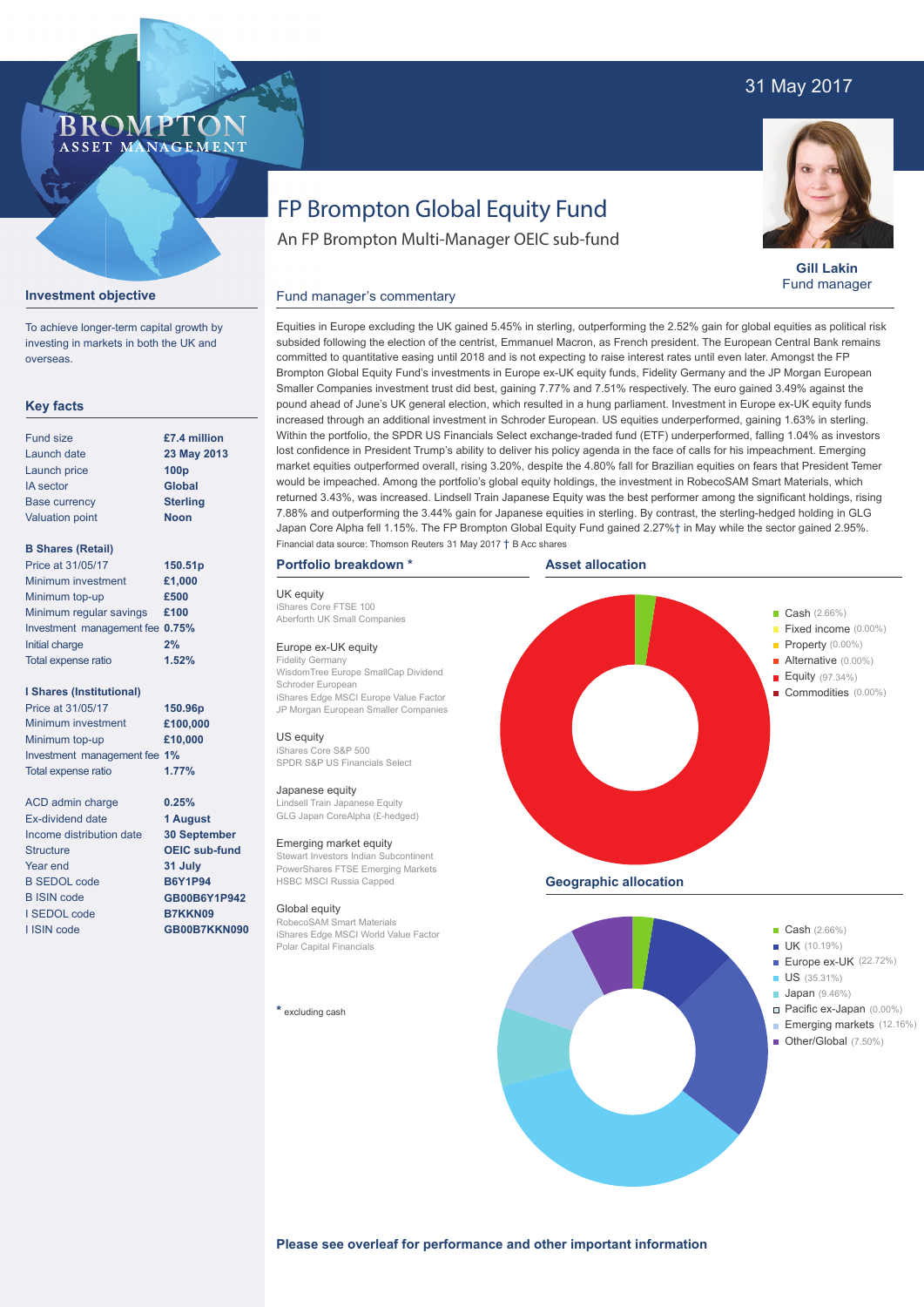31 May 2017

BROMPTON ASSET MANAGEMENT

# FP Brompton Global Equity Fund

An FP Brompton Multi-Manager OEIC sub-fund

**Gill Lakin**
Fund manager

## Investment objective

To achieve longer-term capital growth by investing in markets in both the UK and overseas.

## Key facts

| | |
|---|---|
| Fund size | **£7.4 million** |
| Launch date | **23 May 2013** |
| Launch price | **100p** |
| IA sector | **Global** |
| Base currency | **Sterling** |
| Valuation point | **Noon** |

**B Shares (Retail)**

| | |
|---|---|
| Price at 31/05/17 | **150.51p** |
| Minimum investment | **£1,000** |
| Minimum top-up | **£500** |
| Minimum regular savings | **£100** |
| Investment management fee | **0.75%** |
| Initial charge | **2%** |
| Total expense ratio | **1.52%** |

**I Shares (Institutional)**

| | |
|---|---|
| Price at 31/05/17 | **150.96p** |
| Minimum investment | **£100,000** |
| Minimum top-up | **£10,000** |
| Investment management fee | **1%** |
| Total expense ratio | **1.77%** |

| | |
|---|---|
| ACD admin charge | **0.25%** |
| Ex-dividend date | **1 August** |
| Income distribution date | **30 September** |
| Structure | **OEIC sub-fund** |
| Year end | **31 July** |
| B SEDOL code | **B6Y1P94** |
| B ISIN code | **GB00B6Y1P942** |
| I SEDOL code | **B7KKN09** |
| I ISIN code | **GB00B7KKN090** |

## Fund manager's commentary

Equities in Europe excluding the UK gained 5.45% in sterling, outperforming the 2.52% gain for global equities as political risk subsided following the election of the centrist, Emmanuel Macron, as French president. The European Central Bank remains committed to quantitative easing until 2018 and is not expecting to raise interest rates until even later. Amongst the FP Brompton Global Equity Fund's investments in Europe ex-UK equity funds, Fidelity Germany and the JP Morgan European Smaller Companies investment trust did best, gaining 7.77% and 7.51% respectively. The euro gained 3.49% against the pound ahead of June's UK general election, which resulted in a hung parliament. Investment in Europe ex-UK equity funds increased through an additional investment in Schroder European. US equities underperformed, gaining 1.63% in sterling. Within the portfolio, the SPDR US Financials Select exchange-traded fund (ETF) underperformed, falling 1.04% as investors lost confidence in President Trump's ability to deliver his policy agenda in the face of calls for his impeachment. Emerging market equities outperformed overall, rising 3.20%, despite the 4.80% fall for Brazilian equities on fears that President Temer would be impeached. Among the portfolio's global equity holdings, the investment in RobecoSAM Smart Materials, which returned 3.43%, was increased. Lindsell Train Japanese Equity was the best performer among the significant holdings, rising 7.88% and outperforming the 3.44% gain for Japanese equities in sterling. By contrast, the sterling-hedged holding in GLG Japan Core Alpha fell 1.15%. The FP Brompton Global Equity Fund gained 2.27%† in May while the sector gained 2.95%.

Financial data source: Thomson Reuters 31 May 2017 † B Acc shares

## Portfolio breakdown *

**UK equity**
iShares Core FTSE 100
Aberforth UK Small Companies

**Europe ex-UK equity**
Fidelity Germany
WisdomTree Europe SmallCap Dividend
Schroder European
iShares Edge MSCI Europe Value Factor
JP Morgan European Smaller Companies

**US equity**
iShares Core S&P 500
SPDR S&P US Financials Select

**Japanese equity**
Lindsell Train Japanese Equity
GLG Japan CoreAlpha (£-hedged)

**Emerging market equity**
Stewart Investors Indian Subcontinent
PowerShares FTSE Emerging Markets
HSBC MSCI Russia Capped

**Global equity**
RobecoSAM Smart Materials
iShares Edge MSCI World Value Factor
Polar Capital Financials

\* excluding cash

## Asset allocation

- Cash (2.66%)
- Fixed income (0.00%)
- Property (0.00%)
- Alternative (0.00%)
- Equity (97.34%)
- Commodities (0.00%)

## Geographic allocation

- Cash (2.66%)
- UK (10.19%)
- Europe ex-UK (22.72%)
- US (35.31%)
- Japan (9.46%)
- Pacific ex-Japan (0.00%)
- Emerging markets (12.16%)
- Other/Global (7.50%)

**Please see overleaf for performance and other important information**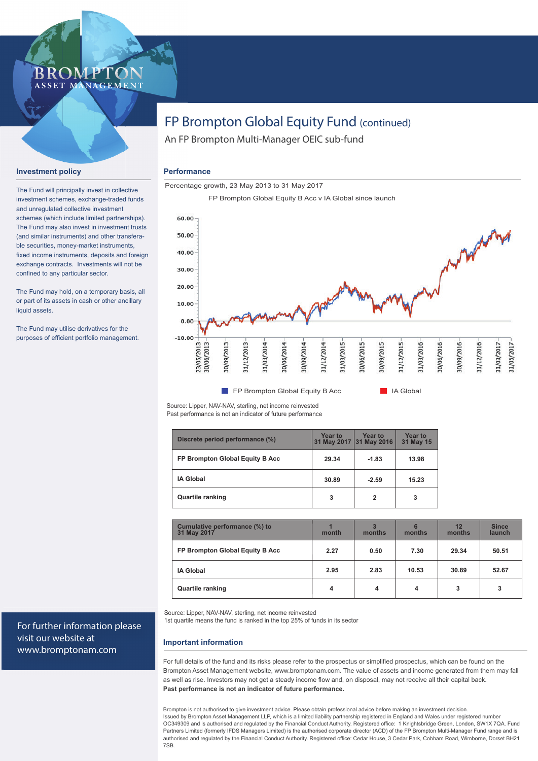BROMPTON
ASSET MANAGEMENT

# FP Brompton Global Equity Fund (continued)

An FP Brompton Multi-Manager OEIC sub-fund

## Investment policy

The Fund will principally invest in collective investment schemes, exchange-traded funds and unregulated collective investment schemes (which include limited partnerships). The Fund may also invest in investment trusts (and similar instruments) and other transferable securities, money-market instruments, fixed income instruments, deposits and foreign exchange contracts. Investments will not be confined to any particular sector.

The Fund may hold, on a temporary basis, all or part of its assets in cash or other ancillary liquid assets.

The Fund may utilise derivatives for the purposes of efficient portfolio management.

## Performance

Percentage growth, 23 May 2013 to 31 May 2017

FP Brompton Global Equity B Acc v IA Global since launch

60.00
50.00
40.00
30.00
20.00
10.00
0.00
-10.00

23/05/2013
30/06/2013
30/09/2013
31/12/2013
31/03/2014
30/06/2014
30/09/2014
31/12/2014
31/03/2015
30/06/2015
30/09/2015
31/12/2015
31/03/2016
30/06/2016
30/09/2016
31/12/2016
31/03/2017
31/05/2017

FP Brompton Global Equity B Acc
IA Global

Source: Lipper, NAV-NAV, sterling, net income reinvested
Past performance is not an indicator of future performance

| Discrete period performance (%) | Year to 31 May 2017 | Year to 31 May 2016 | Year to 31 May 15 |
|---|---|---|---|
| **FP Brompton Global Equity B Acc** | 29.34 | -1.83 | 13.98 |
| **IA Global** | 30.89 | -2.59 | 15.23 |
| **Quartile ranking** | 3 | 2 | 3 |

| Cumulative performance (%) to 31 May 2017 | 1 month | 3 months | 6 months | 12 months | Since launch |
|---|---|---|---|---|---|
| **FP Brompton Global Equity B Acc** | 2.27 | 0.50 | 7.30 | 29.34 | 50.51 |
| **IA Global** | 2.95 | 2.83 | 10.53 | 30.89 | 52.67 |
| **Quartile ranking** | 4 | 4 | 4 | 3 | 3 |

Source: Lipper, NAV-NAV, sterling, net income reinvested
1st quartile means the fund is ranked in the top 25% of funds in its sector

For further information please visit our website at www.bromptonam.com

## Important information

For full details of the fund and its risks please refer to the prospectus or simplified prospectus, which can be found on the Brompton Asset Management website, www.bromptonam.com. The value of assets and income generated from them may fall as well as rise. Investors may not get a steady income flow and, on disposal, may not receive all their capital back.
**Past performance is not an indicator of future performance.**

Brompton is not authorised to give investment advice. Please obtain professional advice before making an investment decision.
Issued by Brompton Asset Management LLP, which is a limited liability partnership registered in England and Wales under registered number OC349309 and is authorised and regulated by the Financial Conduct Authority. Registered office: 1 Knightsbridge Green, London, SW1X 7QA. Fund Partners Limited (formerly IFDS Managers Limited) is the authorised corporate director (ACD) of the FP Brompton Multi-Manager Fund range and is authorised and regulated by the Financial Conduct Authority. Registered office: Cedar House, 3 Cedar Park, Cobham Road, Wimborne, Dorset BH21 7SB.